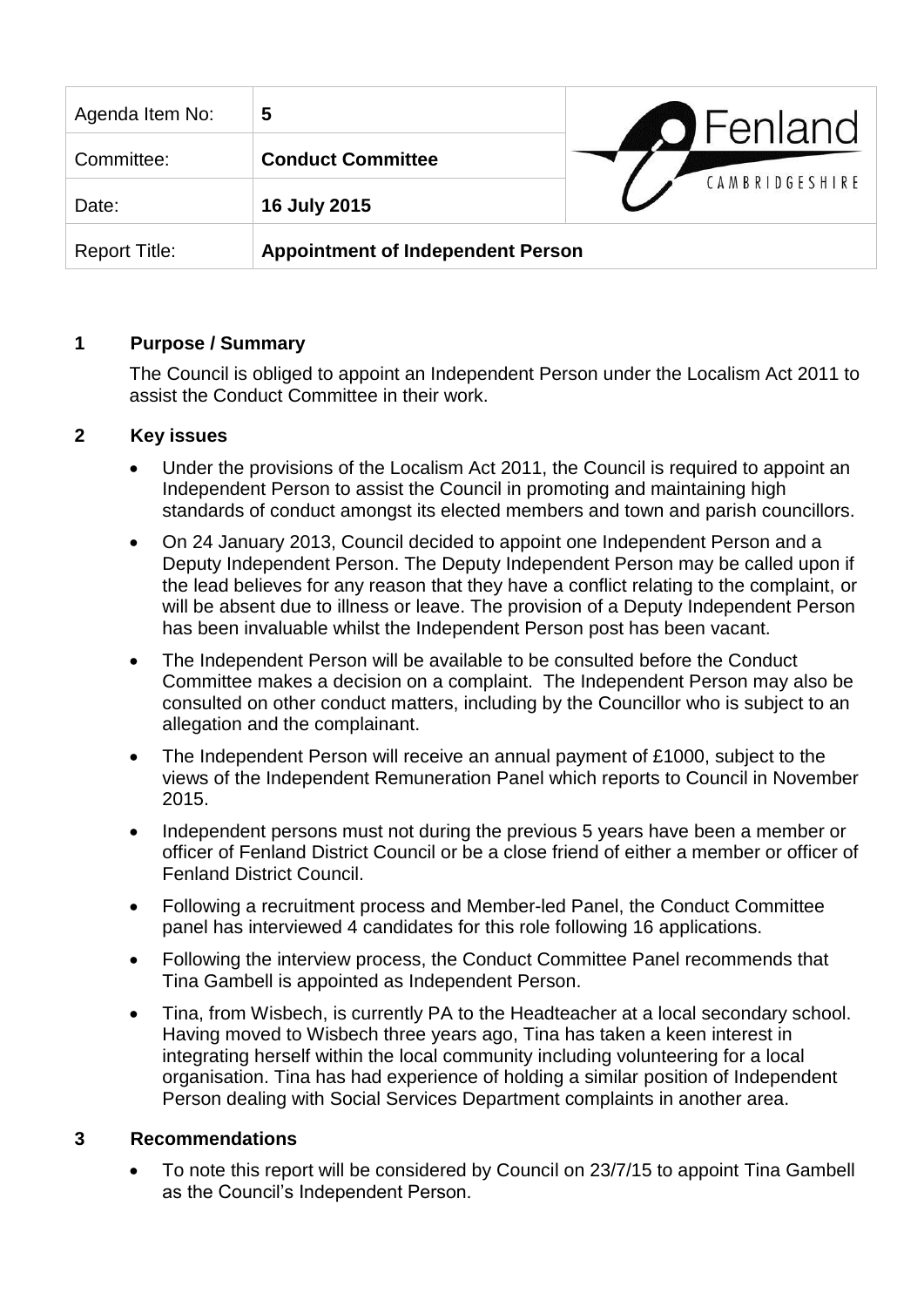| Agenda Item No: | **5** | Fenland CAMBRIDGESHIRE |
| --- | --- | --- |
| Committee: | **Conduct Committee** | |
| Date: | **16 July 2015** | |
| Report Title: | **Appointment of Independent Person** | |

## 1 Purpose / Summary

The Council is obliged to appoint an Independent Person under the Localism Act 2011 to assist the Conduct Committee in their work.

## 2 Key issues

- Under the provisions of the Localism Act 2011, the Council is required to appoint an Independent Person to assist the Council in promoting and maintaining high standards of conduct amongst its elected members and town and parish councillors.
- On 24 January 2013, Council decided to appoint one Independent Person and a Deputy Independent Person. The Deputy Independent Person may be called upon if the lead believes for any reason that they have a conflict relating to the complaint, or will be absent due to illness or leave. The provision of a Deputy Independent Person has been invaluable whilst the Independent Person post has been vacant.
- The Independent Person will be available to be consulted before the Conduct Committee makes a decision on a complaint. The Independent Person may also be consulted on other conduct matters, including by the Councillor who is subject to an allegation and the complainant.
- The Independent Person will receive an annual payment of £1000, subject to the views of the Independent Remuneration Panel which reports to Council in November 2015.
- Independent persons must not during the previous 5 years have been a member or officer of Fenland District Council or be a close friend of either a member or officer of Fenland District Council.
- Following a recruitment process and Member-led Panel, the Conduct Committee panel has interviewed 4 candidates for this role following 16 applications.
- Following the interview process, the Conduct Committee Panel recommends that Tina Gambell is appointed as Independent Person.
- Tina, from Wisbech, is currently PA to the Headteacher at a local secondary school. Having moved to Wisbech three years ago, Tina has taken a keen interest in integrating herself within the local community including volunteering for a local organisation. Tina has had experience of holding a similar position of Independent Person dealing with Social Services Department complaints in another area.

## 3 Recommendations

- To note this report will be considered by Council on 23/7/15 to appoint Tina Gambell as the Council's Independent Person.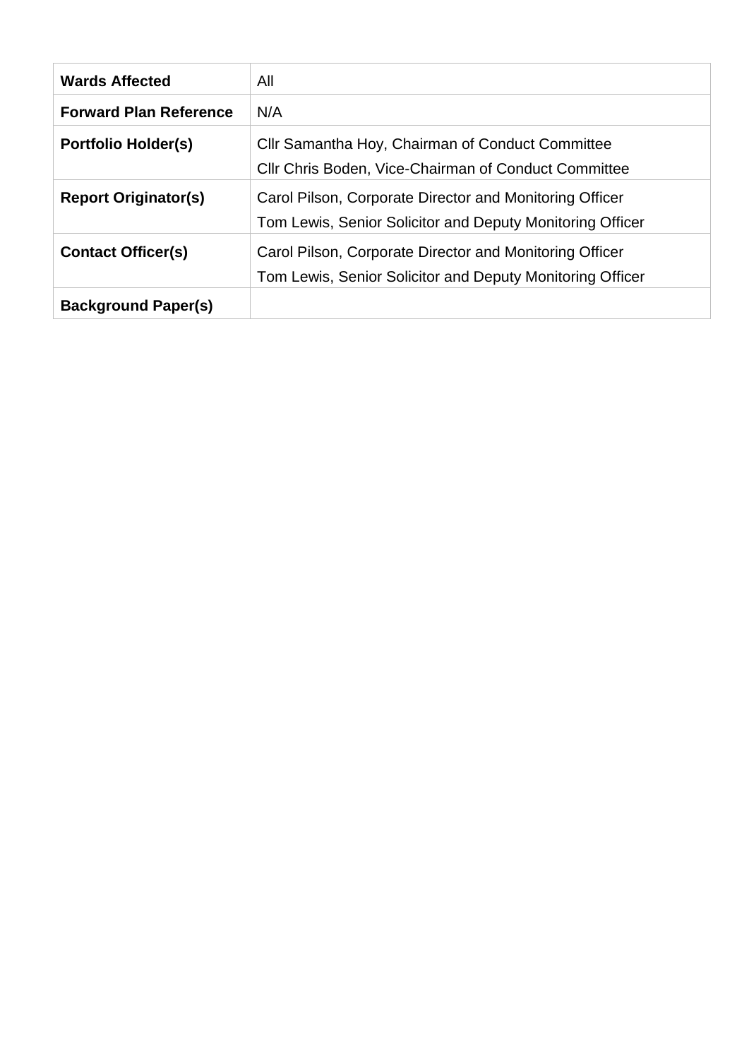| | |
|---|---|
| **Wards Affected** | All |
| **Forward Plan Reference** | N/A |
| **Portfolio Holder(s)** | Cllr Samantha Hoy, Chairman of Conduct Committee<br>Cllr Chris Boden, Vice-Chairman of Conduct Committee |
| **Report Originator(s)** | Carol Pilson, Corporate Director and Monitoring Officer<br>Tom Lewis, Senior Solicitor and Deputy Monitoring Officer |
| **Contact Officer(s)** | Carol Pilson, Corporate Director and Monitoring Officer<br>Tom Lewis, Senior Solicitor and Deputy Monitoring Officer |
| **Background Paper(s)** | |